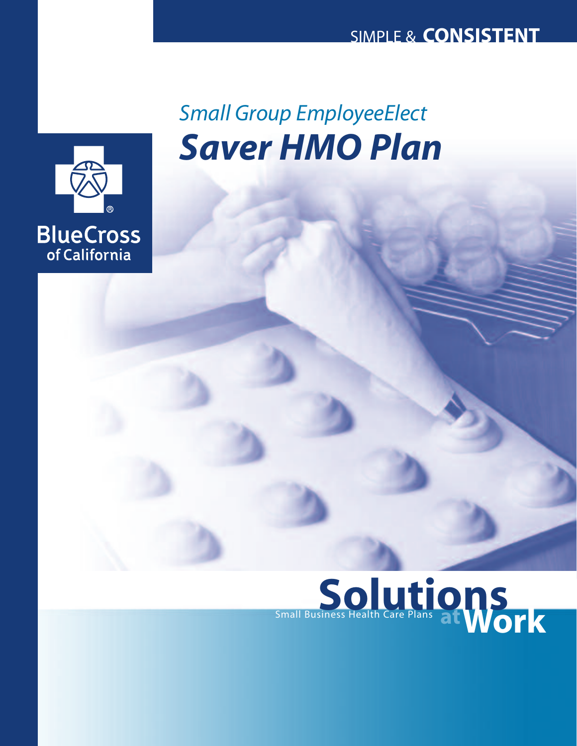SIMPLE & **CONSISTENT**

# *Small Group EmployeeElect*

# ***Saver HMO Plan***

BlueCross of California

**Solutions at Work**

Small Business Health Care Plans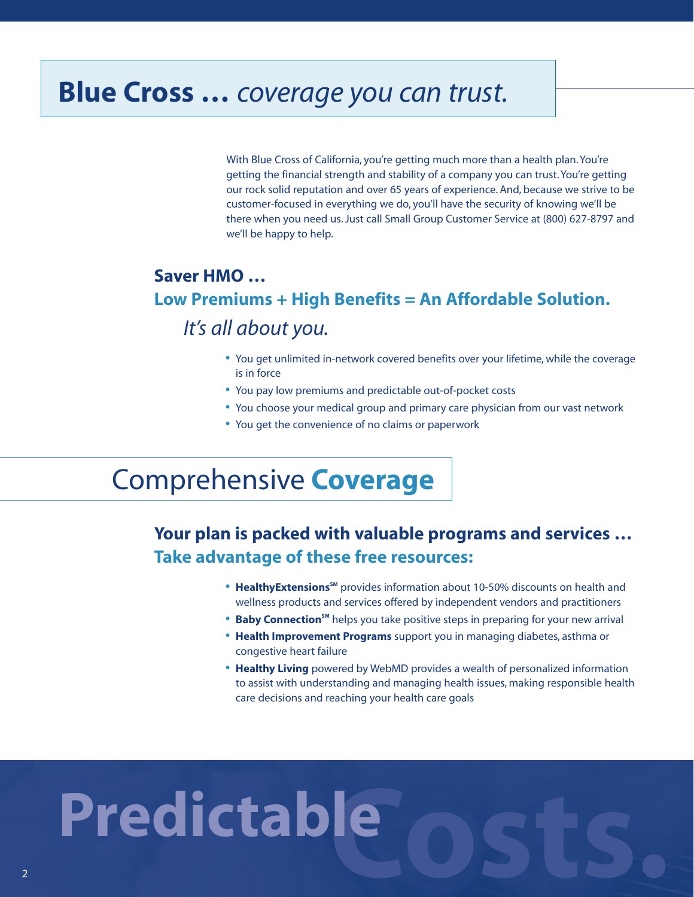# **Blue Cross …** *coverage you can trust.*

With Blue Cross of California, you're getting much more than a health plan. You're getting the financial strength and stability of a company you can trust. You're getting our rock solid reputation and over 65 years of experience. And, because we strive to be customer-focused in everything we do, you'll have the security of knowing we'll be there when you need us. Just call Small Group Customer Service at (800) 627-8797 and we'll be happy to help.

## **Saver HMO …**

## **Low Premiums + High Benefits = An Affordable Solution.**

*It's all about you.*

- You get unlimited in-network covered benefits over your lifetime, while the coverage is in force
- You pay low premiums and predictable out-of-pocket costs
- You choose your medical group and primary care physician from our vast network
- You get the convenience of no claims or paperwork

# Comprehensive **Coverage**

## **Your plan is packed with valuable programs and services …**

## **Take advantage of these free resources:**

- **HealthyExtensions℠** provides information about 10-50% discounts on health and wellness products and services offered by independent vendors and practitioners
- **Baby Connection℠** helps you take positive steps in preparing for your new arrival
- **Health Improvement Programs** support you in managing diabetes, asthma or congestive heart failure
- **Healthy Living** powered by WebMD provides a wealth of personalized information to assist with understanding and managing health issues, making responsible health care decisions and reaching your health care goals

**Predictable Costs.**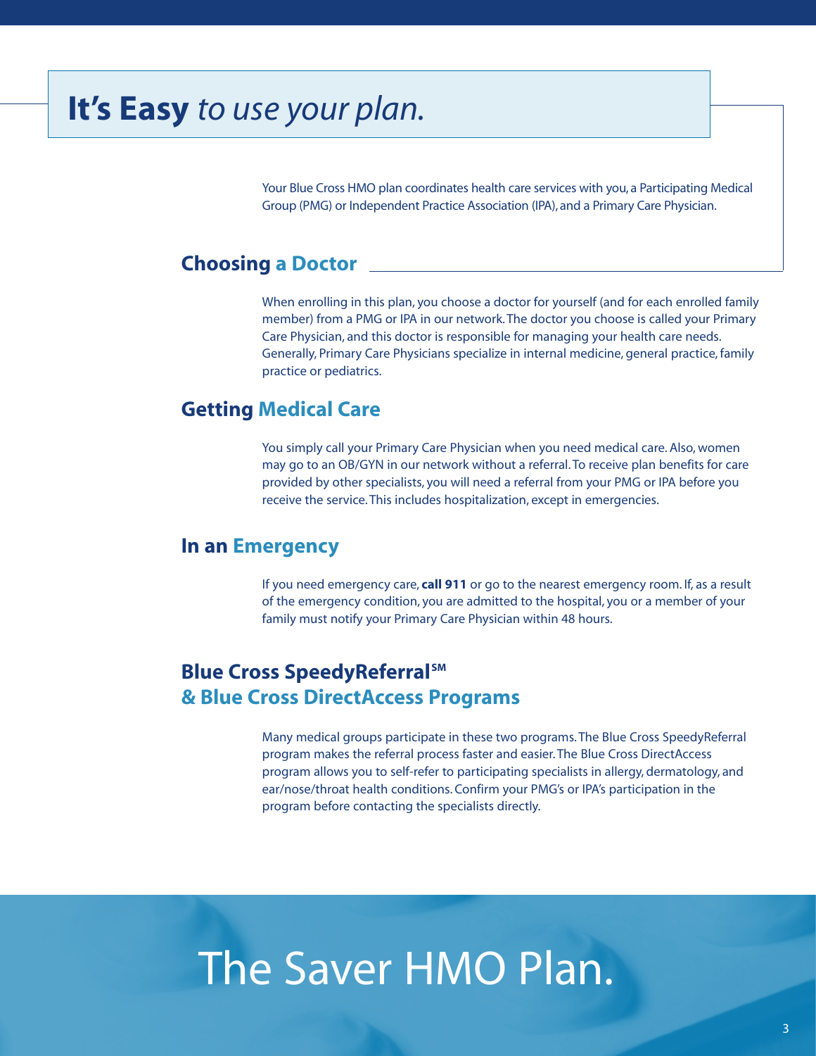# **It's Easy** *to use your plan.*

Your Blue Cross HMO plan coordinates health care services with you, a Participating Medical Group (PMG) or Independent Practice Association (IPA), and a Primary Care Physician.

## Choosing a Doctor

When enrolling in this plan, you choose a doctor for yourself (and for each enrolled family member) from a PMG or IPA in our network. The doctor you choose is called your Primary Care Physician, and this doctor is responsible for managing your health care needs. Generally, Primary Care Physicians specialize in internal medicine, general practice, family practice or pediatrics.

## Getting Medical Care

You simply call your Primary Care Physician when you need medical care. Also, women may go to an OB/GYN in our network without a referral. To receive plan benefits for care provided by other specialists, you will need a referral from your PMG or IPA before you receive the service. This includes hospitalization, except in emergencies.

## In an Emergency

If you need emergency care, **call 911** or go to the nearest emergency room. If, as a result of the emergency condition, you are admitted to the hospital, you or a member of your family must notify your Primary Care Physician within 48 hours.

## Blue Cross SpeedyReferral℠ & Blue Cross DirectAccess Programs

Many medical groups participate in these two programs. The Blue Cross SpeedyReferral program makes the referral process faster and easier. The Blue Cross DirectAccess program allows you to self-refer to participating specialists in allergy, dermatology, and ear/nose/throat health conditions. Confirm your PMG's or IPA's participation in the program before contacting the specialists directly.

# The Saver HMO Plan.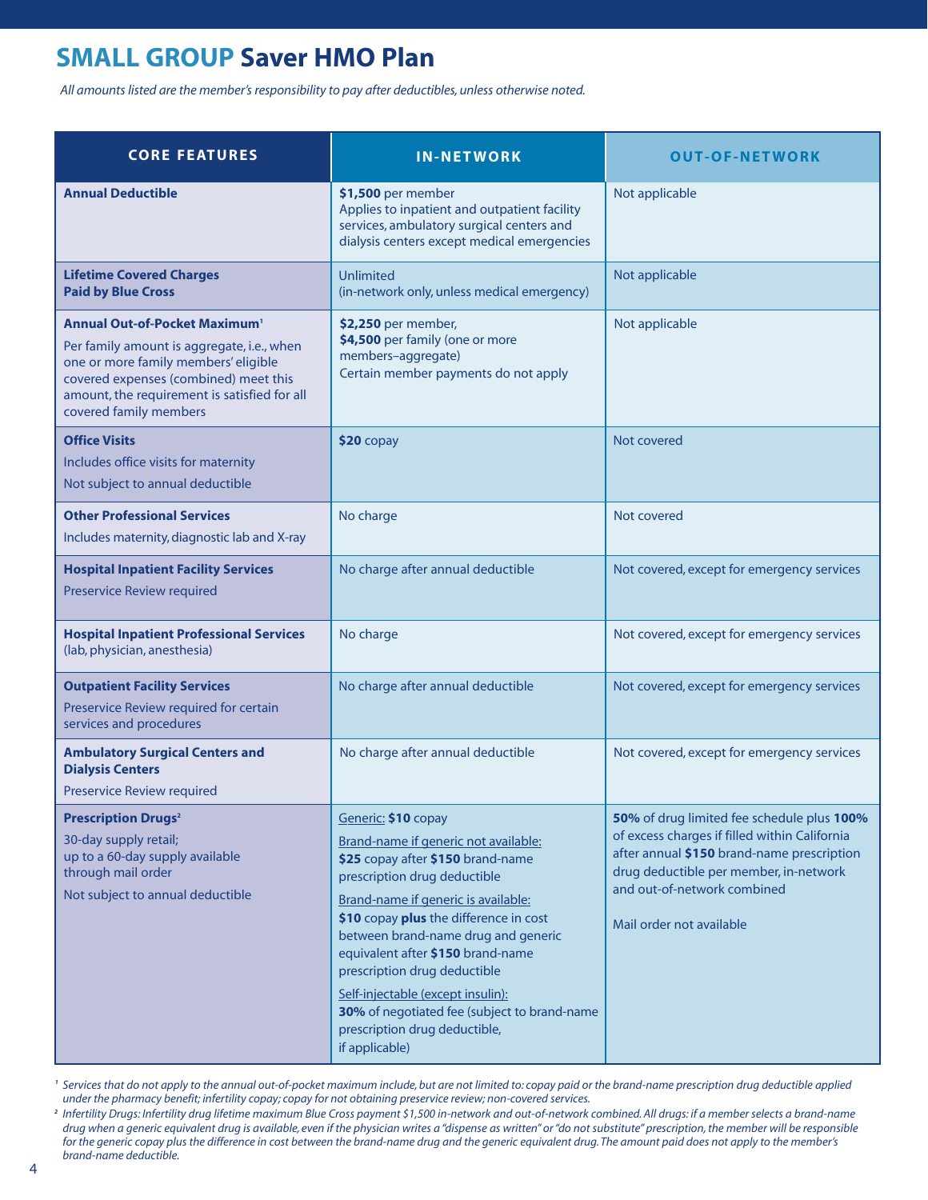# **SMALL GROUP** Saver HMO Plan

*All amounts listed are the member's responsibility to pay after deductibles, unless otherwise noted.*

| CORE FEATURES | IN-NETWORK | OUT-OF-NETWORK |
|---|---|---|
| **Annual Deductible** | **$1,500** per member<br>Applies to inpatient and outpatient facility services, ambulatory surgical centers and dialysis centers except medical emergencies | Not applicable |
| **Lifetime Covered Charges Paid by Blue Cross** | Unlimited<br>(in-network only, unless medical emergency) | Not applicable |
| **Annual Out-of-Pocket Maximum**[1]<br>Per family amount is aggregate, i.e., when one or more family members' eligible covered expenses (combined) meet this amount, the requirement is satisfied for all covered family members | **$2,250** per member,<br>**$4,500** per family (one or more members–aggregate)<br>Certain member payments do not apply | Not applicable |
| **Office Visits**<br>Includes office visits for maternity<br>Not subject to annual deductible | **$20** copay | Not covered |
| **Other Professional Services**<br>Includes maternity, diagnostic lab and X-ray | No charge | Not covered |
| **Hospital Inpatient Facility Services**<br>Preservice Review required | No charge after annual deductible | Not covered, except for emergency services |
| **Hospital Inpatient Professional Services** (lab, physician, anesthesia) | No charge | Not covered, except for emergency services |
| **Outpatient Facility Services**<br>Preservice Review required for certain services and procedures | No charge after annual deductible | Not covered, except for emergency services |
| **Ambulatory Surgical Centers and Dialysis Centers**<br>Preservice Review required | No charge after annual deductible | Not covered, except for emergency services |
| **Prescription Drugs**[2]<br>30-day supply retail;<br>up to a 60-day supply available through mail order<br>Not subject to annual deductible | Generic: **$10** copay<br>Brand-name if generic not available: **$25** copay after **$150** brand-name prescription drug deductible<br>Brand-name if generic is available: **$10** copay **plus** the difference in cost between brand-name drug and generic equivalent after **$150** brand-name prescription drug deductible<br>Self-injectable (except insulin): **30%** of negotiated fee (subject to brand-name prescription drug deductible, if applicable) | **50%** of drug limited fee schedule plus **100%** of excess charges if filled within California after annual **$150** brand-name prescription drug deductible per member, in-network and out-of-network combined<br>Mail order not available |

[1] *Services that do not apply to the annual out-of-pocket maximum include, but are not limited to: copay paid or the brand-name prescription drug deductible applied under the pharmacy benefit; infertility copay; copay for not obtaining preservice review; non-covered services.*

[2] *Infertility Drugs: Infertility drug lifetime maximum Blue Cross payment $1,500 in-network and out-of-network combined. All drugs: if a member selects a brand-name drug when a generic equivalent drug is available, even if the physician writes a "dispense as written" or "do not substitute" prescription, the member will be responsible for the generic copay plus the difference in cost between the brand-name drug and the generic equivalent drug. The amount paid does not apply to the member's brand-name deductible.*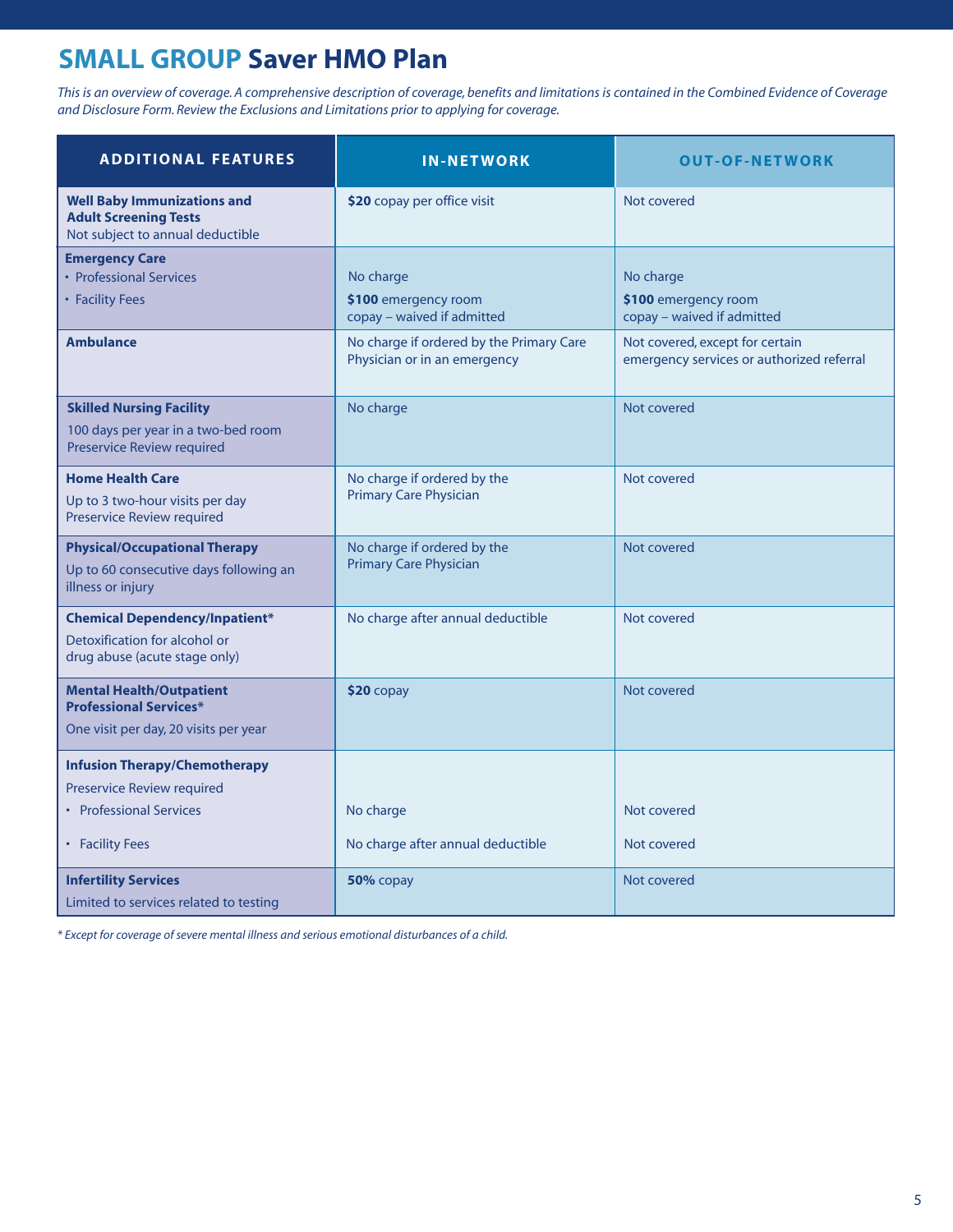# **SMALL GROUP** Saver HMO Plan

*This is an overview of coverage. A comprehensive description of coverage, benefits and limitations is contained in the Combined Evidence of Coverage and Disclosure Form. Review the Exclusions and Limitations prior to applying for coverage.*

| ADDITIONAL FEATURES | IN-NETWORK | OUT-OF-NETWORK |
|---|---|---|
| **Well Baby Immunizations and Adult Screening Tests**<br>Not subject to annual deductible | **$20** copay per office visit | Not covered |
| **Emergency Care** | | |
| • Professional Services | No charge | No charge |
| • Facility Fees | **$100** emergency room copay – waived if admitted | **$100** emergency room copay – waived if admitted |
| **Ambulance** | No charge if ordered by the Primary Care Physician or in an emergency | Not covered, except for certain emergency services or authorized referral |
| **Skilled Nursing Facility**<br>100 days per year in a two-bed room<br>Preservice Review required | No charge | Not covered |
| **Home Health Care**<br>Up to 3 two-hour visits per day<br>Preservice Review required | No charge if ordered by the Primary Care Physician | Not covered |
| **Physical/Occupational Therapy**<br>Up to 60 consecutive days following an illness or injury | No charge if ordered by the Primary Care Physician | Not covered |
| **Chemical Dependency/Inpatient***<br>Detoxification for alcohol or drug abuse (acute stage only) | No charge after annual deductible | Not covered |
| **Mental Health/Outpatient Professional Services***<br>One visit per day, 20 visits per year | **$20** copay | Not covered |
| **Infusion Therapy/Chemotherapy**<br>Preservice Review required | | |
| • Professional Services | No charge | Not covered |
| • Facility Fees | No charge after annual deductible | Not covered |
| **Infertility Services**<br>Limited to services related to testing | **50%** copay | Not covered |

*\* Except for coverage of severe mental illness and serious emotional disturbances of a child.*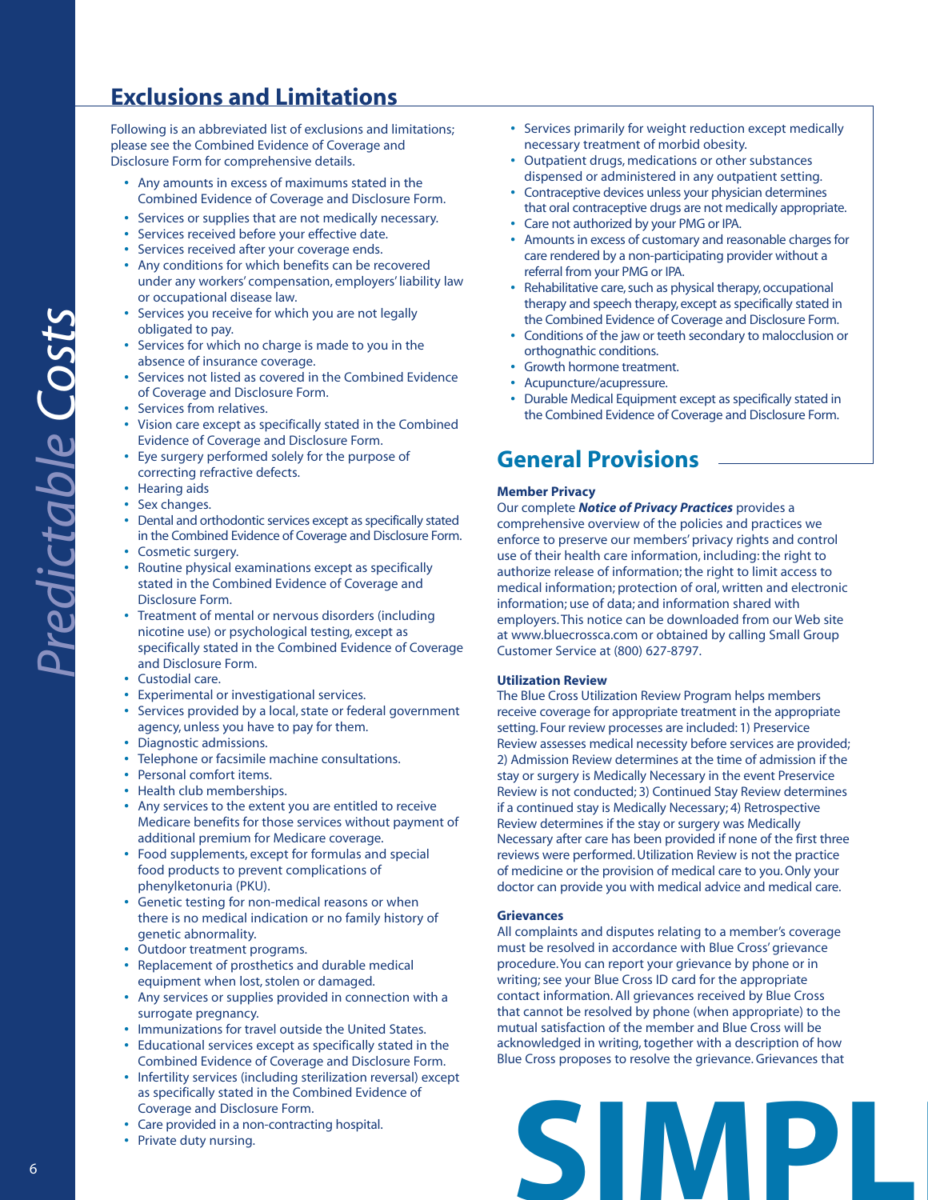## Exclusions and Limitations

Following is an abbreviated list of exclusions and limitations; please see the Combined Evidence of Coverage and Disclosure Form for comprehensive details.

- Any amounts in excess of maximums stated in the Combined Evidence of Coverage and Disclosure Form.
- Services or supplies that are not medically necessary.
- Services received before your effective date.
- Services received after your coverage ends.
- Any conditions for which benefits can be recovered under any workers' compensation, employers' liability law or occupational disease law.
- Services you receive for which you are not legally obligated to pay.
- Services for which no charge is made to you in the absence of insurance coverage.
- Services not listed as covered in the Combined Evidence of Coverage and Disclosure Form.
- Services from relatives.
- Vision care except as specifically stated in the Combined Evidence of Coverage and Disclosure Form.
- Eye surgery performed solely for the purpose of correcting refractive defects.
- Hearing aids
- Sex changes.
- Dental and orthodontic services except as specifically stated in the Combined Evidence of Coverage and Disclosure Form.
- Cosmetic surgery.
- Routine physical examinations except as specifically stated in the Combined Evidence of Coverage and Disclosure Form.
- Treatment of mental or nervous disorders (including nicotine use) or psychological testing, except as specifically stated in the Combined Evidence of Coverage and Disclosure Form.
- Custodial care.
- Experimental or investigational services.
- Services provided by a local, state or federal government agency, unless you have to pay for them.
- Diagnostic admissions.
- Telephone or facsimile machine consultations.
- Personal comfort items.
- Health club memberships.
- Any services to the extent you are entitled to receive Medicare benefits for those services without payment of additional premium for Medicare coverage.
- Food supplements, except for formulas and special food products to prevent complications of phenylketonuria (PKU).
- Genetic testing for non-medical reasons or when there is no medical indication or no family history of genetic abnormality.
- Outdoor treatment programs.
- Replacement of prosthetics and durable medical equipment when lost, stolen or damaged.
- Any services or supplies provided in connection with a surrogate pregnancy.
- Immunizations for travel outside the United States.
- Educational services except as specifically stated in the Combined Evidence of Coverage and Disclosure Form.
- Infertility services (including sterilization reversal) except as specifically stated in the Combined Evidence of Coverage and Disclosure Form.
- Care provided in a non-contracting hospital.
- Private duty nursing.
- Services primarily for weight reduction except medically necessary treatment of morbid obesity.
- Outpatient drugs, medications or other substances dispensed or administered in any outpatient setting.
- Contraceptive devices unless your physician determines that oral contraceptive drugs are not medically appropriate.
- Care not authorized by your PMG or IPA.
- Amounts in excess of customary and reasonable charges for care rendered by a non-participating provider without a referral from your PMG or IPA.
- Rehabilitative care, such as physical therapy, occupational therapy and speech therapy, except as specifically stated in the Combined Evidence of Coverage and Disclosure Form.
- Conditions of the jaw or teeth secondary to malocclusion or orthognathic conditions.
- Growth hormone treatment.
- Acupuncture/acupressure.
- Durable Medical Equipment except as specifically stated in the Combined Evidence of Coverage and Disclosure Form.

## General Provisions

### Member Privacy

Our complete ***Notice of Privacy Practices*** provides a comprehensive overview of the policies and practices we enforce to preserve our members' privacy rights and control use of their health care information, including: the right to authorize release of information; the right to limit access to medical information; protection of oral, written and electronic information; use of data; and information shared with employers. This notice can be downloaded from our Web site at www.bluecrossca.com or obtained by calling Small Group Customer Service at (800) 627-8797.

### Utilization Review

The Blue Cross Utilization Review Program helps members receive coverage for appropriate treatment in the appropriate setting. Four review processes are included: 1) Preservice Review assesses medical necessity before services are provided; 2) Admission Review determines at the time of admission if the stay or surgery is Medically Necessary in the event Preservice Review is not conducted; 3) Continued Stay Review determines if a continued stay is Medically Necessary; 4) Retrospective Review determines if the stay or surgery was Medically Necessary after care has been provided if none of the first three reviews were performed. Utilization Review is not the practice of medicine or the provision of medical care to you. Only your doctor can provide you with medical advice and medical care.

### Grievances

All complaints and disputes relating to a member's coverage must be resolved in accordance with Blue Cross' grievance procedure. You can report your grievance by phone or in writing; see your Blue Cross ID card for the appropriate contact information. All grievances received by Blue Cross that cannot be resolved by phone (when appropriate) to the mutual satisfaction of the member and Blue Cross will be acknowledged in writing, together with a description of how Blue Cross proposes to resolve the grievance. Grievances that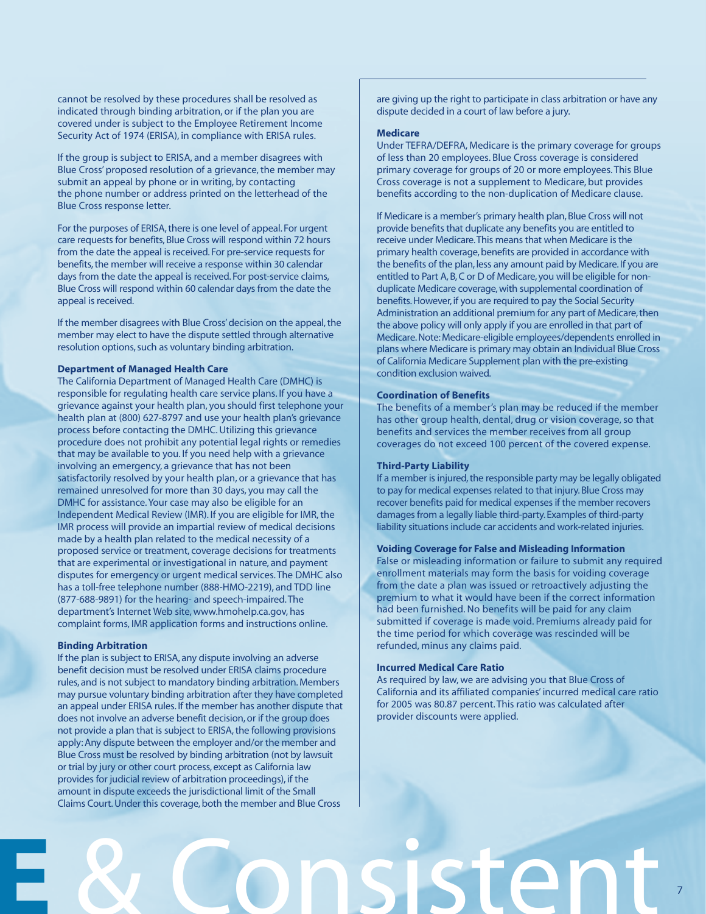cannot be resolved by these procedures shall be resolved as indicated through binding arbitration, or if the plan you are covered under is subject to the Employee Retirement Income Security Act of 1974 (ERISA), in compliance with ERISA rules.

If the group is subject to ERISA, and a member disagrees with Blue Cross' proposed resolution of a grievance, the member may submit an appeal by phone or in writing, by contacting the phone number or address printed on the letterhead of the Blue Cross response letter.

For the purposes of ERISA, there is one level of appeal. For urgent care requests for benefits, Blue Cross will respond within 72 hours from the date the appeal is received. For pre-service requests for benefits, the member will receive a response within 30 calendar days from the date the appeal is received. For post-service claims, Blue Cross will respond within 60 calendar days from the date the appeal is received.

If the member disagrees with Blue Cross' decision on the appeal, the member may elect to have the dispute settled through alternative resolution options, such as voluntary binding arbitration.

**Department of Managed Health Care**
The California Department of Managed Health Care (DMHC) is responsible for regulating health care service plans. If you have a grievance against your health plan, you should first telephone your health plan at (800) 627-8797 and use your health plan's grievance process before contacting the DMHC. Utilizing this grievance procedure does not prohibit any potential legal rights or remedies that may be available to you. If you need help with a grievance involving an emergency, a grievance that has not been satisfactorily resolved by your health plan, or a grievance that has remained unresolved for more than 30 days, you may call the DMHC for assistance. Your case may also be eligible for an Independent Medical Review (IMR). If you are eligible for IMR, the IMR process will provide an impartial review of medical decisions made by a health plan related to the medical necessity of a proposed service or treatment, coverage decisions for treatments that are experimental or investigational in nature, and payment disputes for emergency or urgent medical services. The DMHC also has a toll-free telephone number (888-HMO-2219), and TDD line (877-688-9891) for the hearing- and speech-impaired. The department's Internet Web site, www.hmohelp.ca.gov, has complaint forms, IMR application forms and instructions online.

**Binding Arbitration**
If the plan is subject to ERISA, any dispute involving an adverse benefit decision must be resolved under ERISA claims procedure rules, and is not subject to mandatory binding arbitration. Members may pursue voluntary binding arbitration after they have completed an appeal under ERISA rules. If the member has another dispute that does not involve an adverse benefit decision, or if the group does not provide a plan that is subject to ERISA, the following provisions apply: Any dispute between the employer and/or the member and Blue Cross must be resolved by binding arbitration (not by lawsuit or trial by jury or other court process, except as California law provides for judicial review of arbitration proceedings), if the amount in dispute exceeds the jurisdictional limit of the Small Claims Court. Under this coverage, both the member and Blue Cross are giving up the right to participate in class arbitration or have any dispute decided in a court of law before a jury.

**Medicare**
Under TEFRA/DEFRA, Medicare is the primary coverage for groups of less than 20 employees. Blue Cross coverage is considered primary coverage for groups of 20 or more employees. This Blue Cross coverage is not a supplement to Medicare, but provides benefits according to the non-duplication of Medicare clause.

If Medicare is a member's primary health plan, Blue Cross will not provide benefits that duplicate any benefits you are entitled to receive under Medicare. This means that when Medicare is the primary health coverage, benefits are provided in accordance with the benefits of the plan, less any amount paid by Medicare. If you are entitled to Part A, B, C or D of Medicare, you will be eligible for non-duplicate Medicare coverage, with supplemental coordination of benefits. However, if you are required to pay the Social Security Administration an additional premium for any part of Medicare, then the above policy will only apply if you are enrolled in that part of Medicare. Note: Medicare-eligible employees/dependents enrolled in plans where Medicare is primary may obtain an Individual Blue Cross of California Medicare Supplement plan with the pre-existing condition exclusion waived.

**Coordination of Benefits**
The benefits of a member's plan may be reduced if the member has other group health, dental, drug or vision coverage, so that benefits and services the member receives from all group coverages do not exceed 100 percent of the covered expense.

**Third-Party Liability**
If a member is injured, the responsible party may be legally obligated to pay for medical expenses related to that injury. Blue Cross may recover benefits paid for medical expenses if the member recovers damages from a legally liable third-party. Examples of third-party liability situations include car accidents and work-related injuries.

**Voiding Coverage for False and Misleading Information**
False or misleading information or failure to submit any required enrollment materials may form the basis for voiding coverage from the date a plan was issued or retroactively adjusting the premium to what it would have been if the correct information had been furnished. No benefits will be paid for any claim submitted if coverage is made void. Premiums already paid for the time period for which coverage was rescinded will be refunded, minus any claims paid.

**Incurred Medical Care Ratio**
As required by law, we are advising you that Blue Cross of California and its affiliated companies' incurred medical care ratio for 2005 was 80.87 percent. This ratio was calculated after provider discounts were applied.

E & Consistent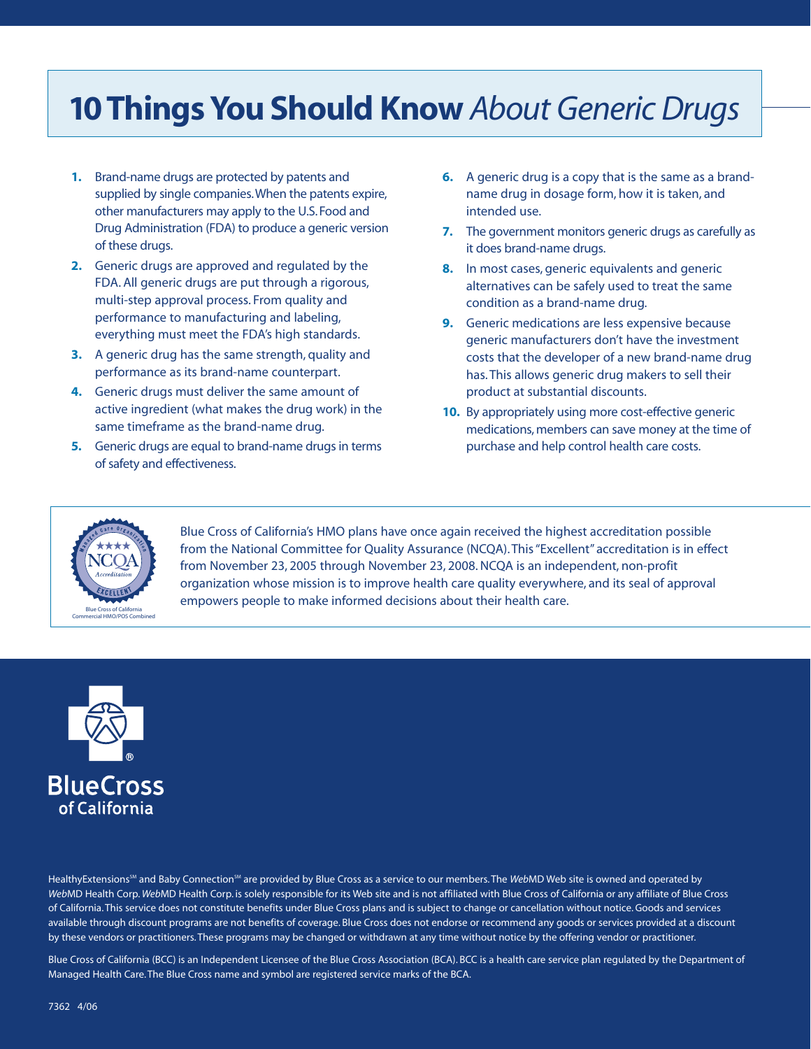# **10 Things You Should Know** *About Generic Drugs*

1. Brand-name drugs are protected by patents and supplied by single companies. When the patents expire, other manufacturers may apply to the U.S. Food and Drug Administration (FDA) to produce a generic version of these drugs.
2. Generic drugs are approved and regulated by the FDA. All generic drugs are put through a rigorous, multi-step approval process. From quality and performance to manufacturing and labeling, everything must meet the FDA's high standards.
3. A generic drug has the same strength, quality and performance as its brand-name counterpart.
4. Generic drugs must deliver the same amount of active ingredient (what makes the drug work) in the same timeframe as the brand-name drug.
5. Generic drugs are equal to brand-name drugs in terms of safety and effectiveness.
6. A generic drug is a copy that is the same as a brand-name drug in dosage form, how it is taken, and intended use.
7. The government monitors generic drugs as carefully as it does brand-name drugs.
8. In most cases, generic equivalents and generic alternatives can be safely used to treat the same condition as a brand-name drug.
9. Generic medications are less expensive because generic manufacturers don't have the investment costs that the developer of a new brand-name drug has. This allows generic drug makers to sell their product at substantial discounts.
10. By appropriately using more cost-effective generic medications, members can save money at the time of purchase and help control health care costs.

Managed Care Organization
★★★★
NCQA
Accreditation
EXCELLENT
Blue Cross of California
Commercial HMO/POS Combined

Blue Cross of California's HMO plans have once again received the highest accreditation possible from the National Committee for Quality Assurance (NCQA). This "Excellent" accreditation is in effect from November 23, 2005 through November 23, 2008. NCQA is an independent, non-profit organization whose mission is to improve health care quality everywhere, and its seal of approval empowers people to make informed decisions about their health care.

BlueCross
of California

HealthyExtensions[SM] and Baby Connection[SM] are provided by Blue Cross as a service to our members. The *Web*MD Web site is owned and operated by *Web*MD Health Corp. *Web*MD Health Corp. is solely responsible for its Web site and is not affiliated with Blue Cross of California or any affiliate of Blue Cross of California. This service does not constitute benefits under Blue Cross plans and is subject to change or cancellation without notice. Goods and services available through discount programs are not benefits of coverage. Blue Cross does not endorse or recommend any goods or services provided at a discount by these vendors or practitioners. These programs may be changed or withdrawn at any time without notice by the offering vendor or practitioner.

Blue Cross of California (BCC) is an Independent Licensee of the Blue Cross Association (BCA). BCC is a health care service plan regulated by the Department of Managed Health Care. The Blue Cross name and symbol are registered service marks of the BCA.

7362 4/06